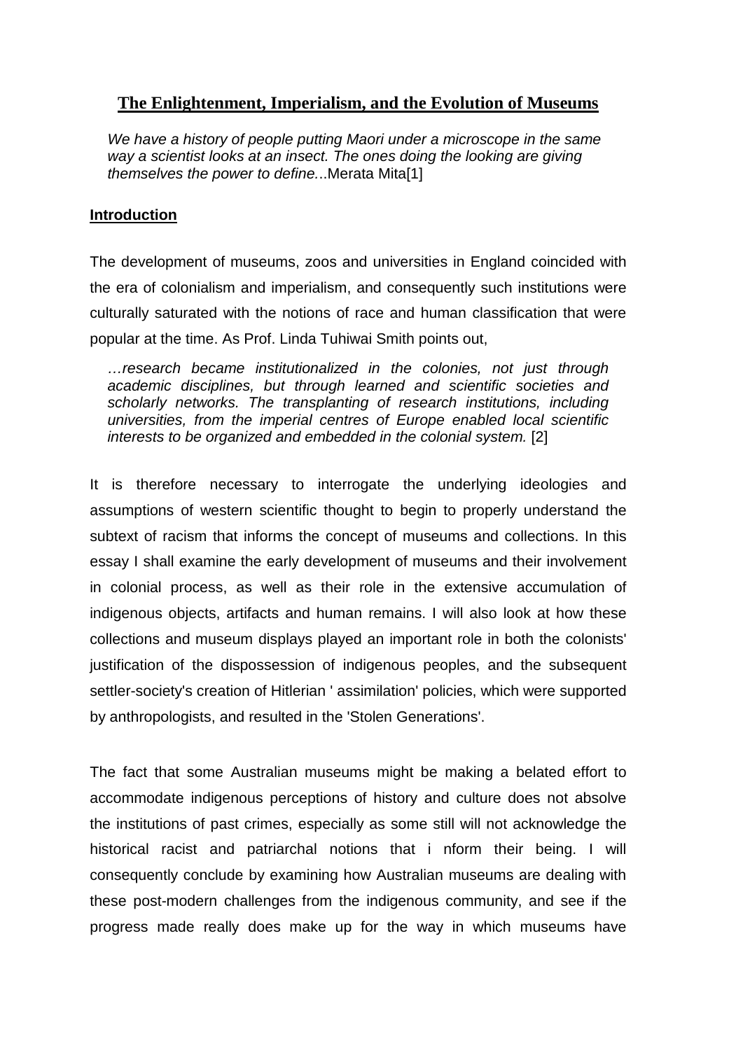# The Enlightenment, Imperialism, and the Evolution of Museums

> *We have a history of people putting Maori under a microscope in the same way a scientist looks at an insect. The ones doing the looking are giving themselves the power to define.*..Merata Mita[1]

## Introduction

The development of museums, zoos and universities in England coincided with the era of colonialism and imperialism, and consequently such institutions were culturally saturated with the notions of race and human classification that were popular at the time. As Prof. Linda Tuhiwai Smith points out,

> *…research became institutionalized in the colonies, not just through academic disciplines, but through learned and scientific societies and scholarly networks. The transplanting of research institutions, including universities, from the imperial centres of Europe enabled local scientific interests to be organized and embedded in the colonial system.* [2]

It is therefore necessary to interrogate the underlying ideologies and assumptions of western scientific thought to begin to properly understand the subtext of racism that informs the concept of museums and collections. In this essay I shall examine the early development of museums and their involvement in colonial process, as well as their role in the extensive accumulation of indigenous objects, artifacts and human remains. I will also look at how these collections and museum displays played an important role in both the colonists' justification of the dispossession of indigenous peoples, and the subsequent settler-society's creation of Hitlerian ' assimilation' policies, which were supported by anthropologists, and resulted in the 'Stolen Generations'.

The fact that some Australian museums might be making a belated effort to accommodate indigenous perceptions of history and culture does not absolve the institutions of past crimes, especially as some still will not acknowledge the historical racist and patriarchal notions that i nform their being. I will consequently conclude by examining how Australian museums are dealing with these post-modern challenges from the indigenous community, and see if the progress made really does make up for the way in which museums have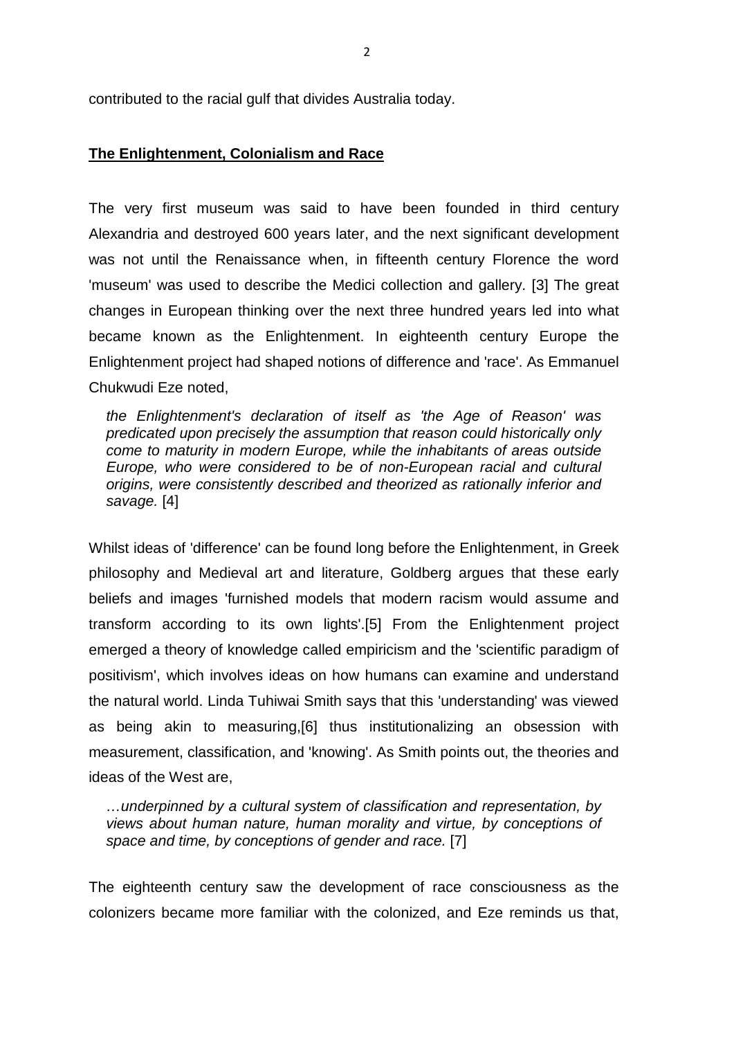contributed to the racial gulf that divides Australia today.

## **The Enlightenment, Colonialism and Race**

The very first museum was said to have been founded in third century Alexandria and destroyed 600 years later, and the next significant development was not until the Renaissance when, in fifteenth century Florence the word 'museum' was used to describe the Medici collection and gallery. [3] The great changes in European thinking over the next three hundred years led into what became known as the Enlightenment. In eighteenth century Europe the Enlightenment project had shaped notions of difference and 'race'. As Emmanuel Chukwudi Eze noted,

> *the Enlightenment's declaration of itself as 'the Age of Reason' was predicated upon precisely the assumption that reason could historically only come to maturity in modern Europe, while the inhabitants of areas outside Europe, who were considered to be of non-European racial and cultural origins, were consistently described and theorized as rationally inferior and savage.* [4]

Whilst ideas of 'difference' can be found long before the Enlightenment, in Greek philosophy and Medieval art and literature, Goldberg argues that these early beliefs and images 'furnished models that modern racism would assume and transform according to its own lights'.[5] From the Enlightenment project emerged a theory of knowledge called empiricism and the 'scientific paradigm of positivism', which involves ideas on how humans can examine and understand the natural world. Linda Tuhiwai Smith says that this 'understanding' was viewed as being akin to measuring,[6] thus institutionalizing an obsession with measurement, classification, and 'knowing'. As Smith points out, the theories and ideas of the West are,

> *…underpinned by a cultural system of classification and representation, by views about human nature, human morality and virtue, by conceptions of space and time, by conceptions of gender and race.* [7]

The eighteenth century saw the development of race consciousness as the colonizers became more familiar with the colonized, and Eze reminds us that,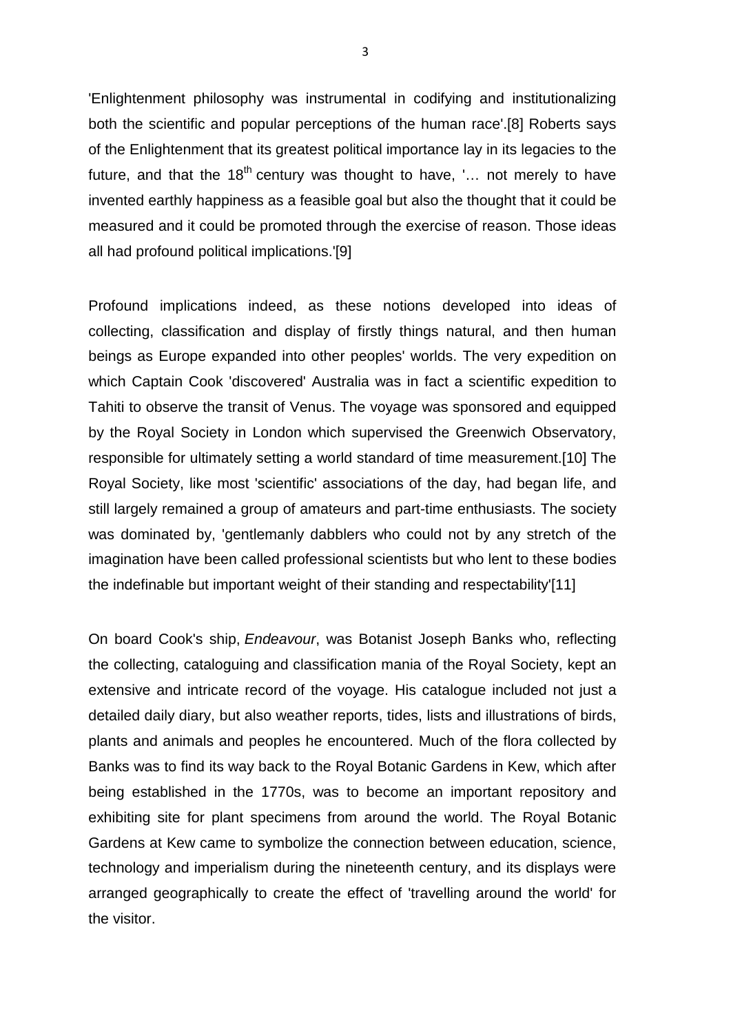'Enlightenment philosophy was instrumental in codifying and institutionalizing both the scientific and popular perceptions of the human race'.[8] Roberts says of the Enlightenment that its greatest political importance lay in its legacies to the future, and that the 18th century was thought to have, '… not merely to have invented earthly happiness as a feasible goal but also the thought that it could be measured and it could be promoted through the exercise of reason. Those ideas all had profound political implications.'[9]

Profound implications indeed, as these notions developed into ideas of collecting, classification and display of firstly things natural, and then human beings as Europe expanded into other peoples' worlds. The very expedition on which Captain Cook 'discovered' Australia was in fact a scientific expedition to Tahiti to observe the transit of Venus. The voyage was sponsored and equipped by the Royal Society in London which supervised the Greenwich Observatory, responsible for ultimately setting a world standard of time measurement.[10] The Royal Society, like most 'scientific' associations of the day, had began life, and still largely remained a group of amateurs and part-time enthusiasts. The society was dominated by, 'gentlemanly dabblers who could not by any stretch of the imagination have been called professional scientists but who lent to these bodies the indefinable but important weight of their standing and respectability'[11]

On board Cook's ship, *Endeavour*, was Botanist Joseph Banks who, reflecting the collecting, cataloguing and classification mania of the Royal Society, kept an extensive and intricate record of the voyage. His catalogue included not just a detailed daily diary, but also weather reports, tides, lists and illustrations of birds, plants and animals and peoples he encountered. Much of the flora collected by Banks was to find its way back to the Royal Botanic Gardens in Kew, which after being established in the 1770s, was to become an important repository and exhibiting site for plant specimens from around the world. The Royal Botanic Gardens at Kew came to symbolize the connection between education, science, technology and imperialism during the nineteenth century, and its displays were arranged geographically to create the effect of 'travelling around the world' for the visitor.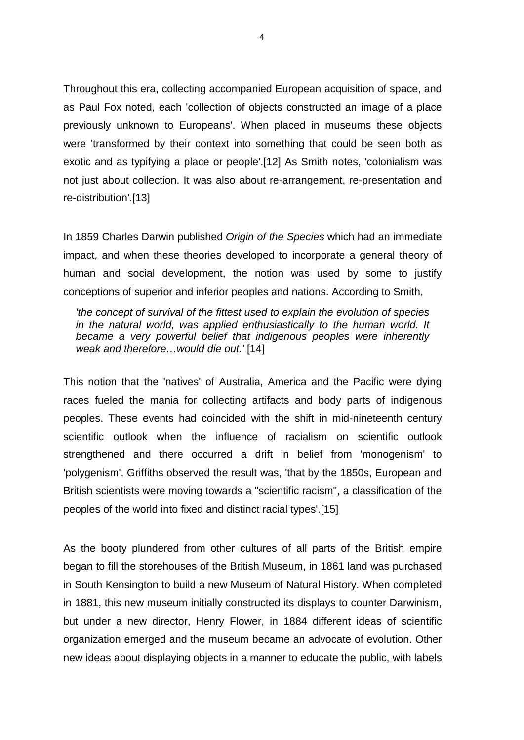Throughout this era, collecting accompanied European acquisition of space, and as Paul Fox noted, each 'collection of objects constructed an image of a place previously unknown to Europeans'. When placed in museums these objects were 'transformed by their context into something that could be seen both as exotic and as typifying a place or people'.[12] As Smith notes, 'colonialism was not just about collection. It was also about re-arrangement, re-presentation and re-distribution'.[13]

In 1859 Charles Darwin published *Origin of the Species* which had an immediate impact, and when these theories developed to incorporate a general theory of human and social development, the notion was used by some to justify conceptions of superior and inferior peoples and nations. According to Smith,

> *'the concept of survival of the fittest used to explain the evolution of species in the natural world, was applied enthusiastically to the human world. It became a very powerful belief that indigenous peoples were inherently weak and therefore…would die out.'* [14]

This notion that the 'natives' of Australia, America and the Pacific were dying races fueled the mania for collecting artifacts and body parts of indigenous peoples. These events had coincided with the shift in mid-nineteenth century scientific outlook when the influence of racialism on scientific outlook strengthened and there occurred a drift in belief from 'monogenism' to 'polygenism'. Griffiths observed the result was, 'that by the 1850s, European and British scientists were moving towards a "scientific racism", a classification of the peoples of the world into fixed and distinct racial types'.[15]

As the booty plundered from other cultures of all parts of the British empire began to fill the storehouses of the British Museum, in 1861 land was purchased in South Kensington to build a new Museum of Natural History. When completed in 1881, this new museum initially constructed its displays to counter Darwinism, but under a new director, Henry Flower, in 1884 different ideas of scientific organization emerged and the museum became an advocate of evolution. Other new ideas about displaying objects in a manner to educate the public, with labels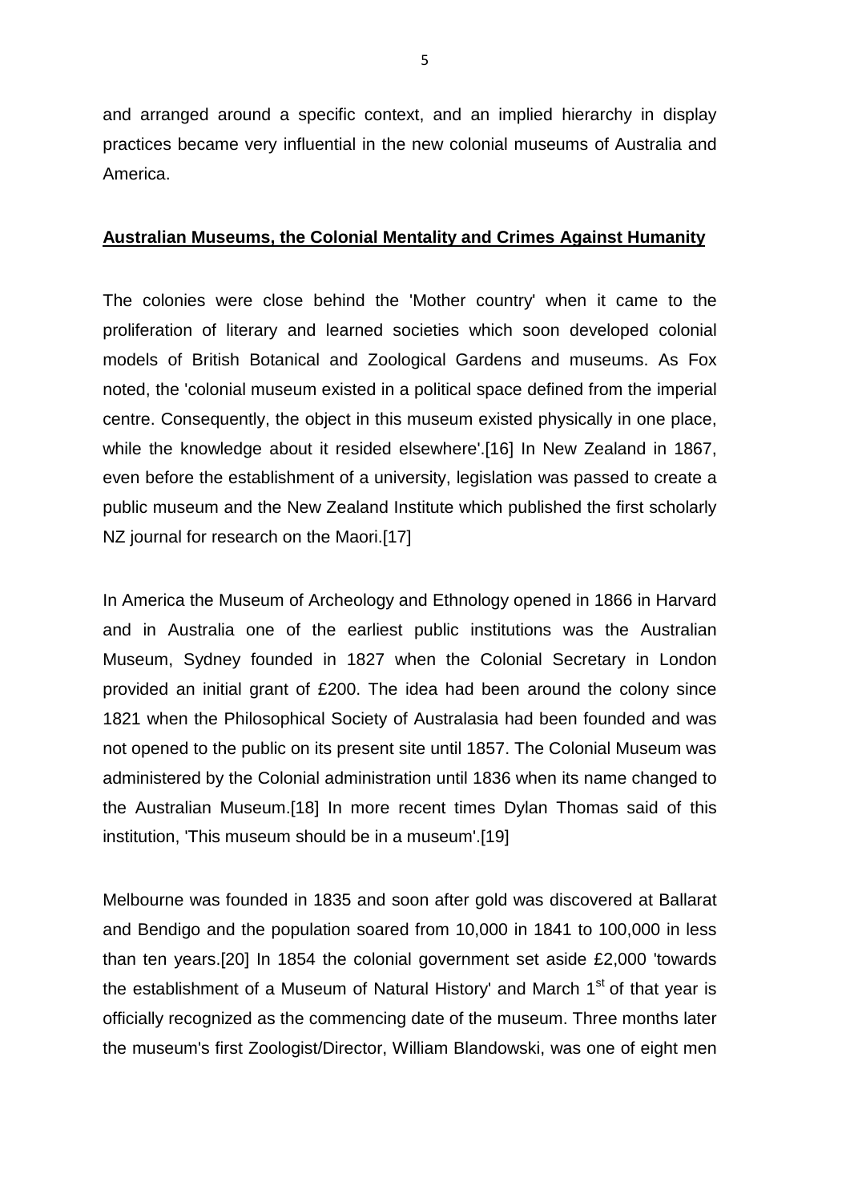and arranged around a specific context, and an implied hierarchy in display practices became very influential in the new colonial museums of Australia and America.

**Australian Museums, the Colonial Mentality and Crimes Against Humanity**

The colonies were close behind the 'Mother country' when it came to the proliferation of literary and learned societies which soon developed colonial models of British Botanical and Zoological Gardens and museums. As Fox noted, the 'colonial museum existed in a political space defined from the imperial centre. Consequently, the object in this museum existed physically in one place, while the knowledge about it resided elsewhere'.[16] In New Zealand in 1867, even before the establishment of a university, legislation was passed to create a public museum and the New Zealand Institute which published the first scholarly NZ journal for research on the Maori.[17]

In America the Museum of Archeology and Ethnology opened in 1866 in Harvard and in Australia one of the earliest public institutions was the Australian Museum, Sydney founded in 1827 when the Colonial Secretary in London provided an initial grant of £200. The idea had been around the colony since 1821 when the Philosophical Society of Australasia had been founded and was not opened to the public on its present site until 1857. The Colonial Museum was administered by the Colonial administration until 1836 when its name changed to the Australian Museum.[18] In more recent times Dylan Thomas said of this institution, 'This museum should be in a museum'.[19]

Melbourne was founded in 1835 and soon after gold was discovered at Ballarat and Bendigo and the population soared from 10,000 in 1841 to 100,000 in less than ten years.[20] In 1854 the colonial government set aside £2,000 'towards the establishment of a Museum of Natural History' and March 1st of that year is officially recognized as the commencing date of the museum. Three months later the museum's first Zoologist/Director, William Blandowski, was one of eight men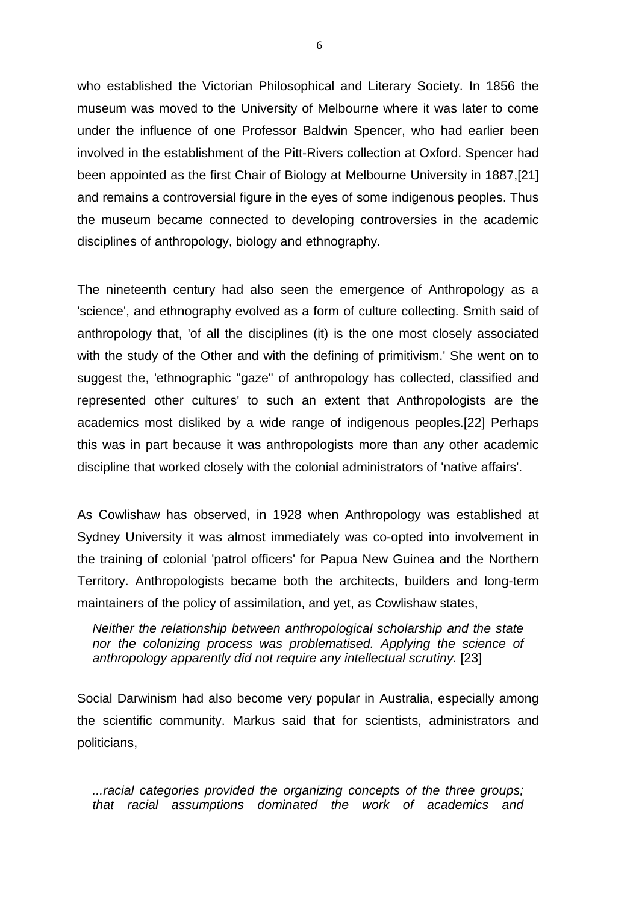who established the Victorian Philosophical and Literary Society. In 1856 the museum was moved to the University of Melbourne where it was later to come under the influence of one Professor Baldwin Spencer, who had earlier been involved in the establishment of the Pitt-Rivers collection at Oxford. Spencer had been appointed as the first Chair of Biology at Melbourne University in 1887,[21] and remains a controversial figure in the eyes of some indigenous peoples. Thus the museum became connected to developing controversies in the academic disciplines of anthropology, biology and ethnography.

The nineteenth century had also seen the emergence of Anthropology as a 'science', and ethnography evolved as a form of culture collecting. Smith said of anthropology that, 'of all the disciplines (it) is the one most closely associated with the study of the Other and with the defining of primitivism.' She went on to suggest the, 'ethnographic "gaze" of anthropology has collected, classified and represented other cultures' to such an extent that Anthropologists are the academics most disliked by a wide range of indigenous peoples.[22] Perhaps this was in part because it was anthropologists more than any other academic discipline that worked closely with the colonial administrators of 'native affairs'.

As Cowlishaw has observed, in 1928 when Anthropology was established at Sydney University it was almost immediately was co-opted into involvement in the training of colonial 'patrol officers' for Papua New Guinea and the Northern Territory. Anthropologists became both the architects, builders and long-term maintainers of the policy of assimilation, and yet, as Cowlishaw states,

> *Neither the relationship between anthropological scholarship and the state nor the colonizing process was problematised. Applying the science of anthropology apparently did not require any intellectual scrutiny.* [23]

Social Darwinism had also become very popular in Australia, especially among the scientific community. Markus said that for scientists, administrators and politicians,

> *...racial categories provided the organizing concepts of the three groups; that racial assumptions dominated the work of academics and*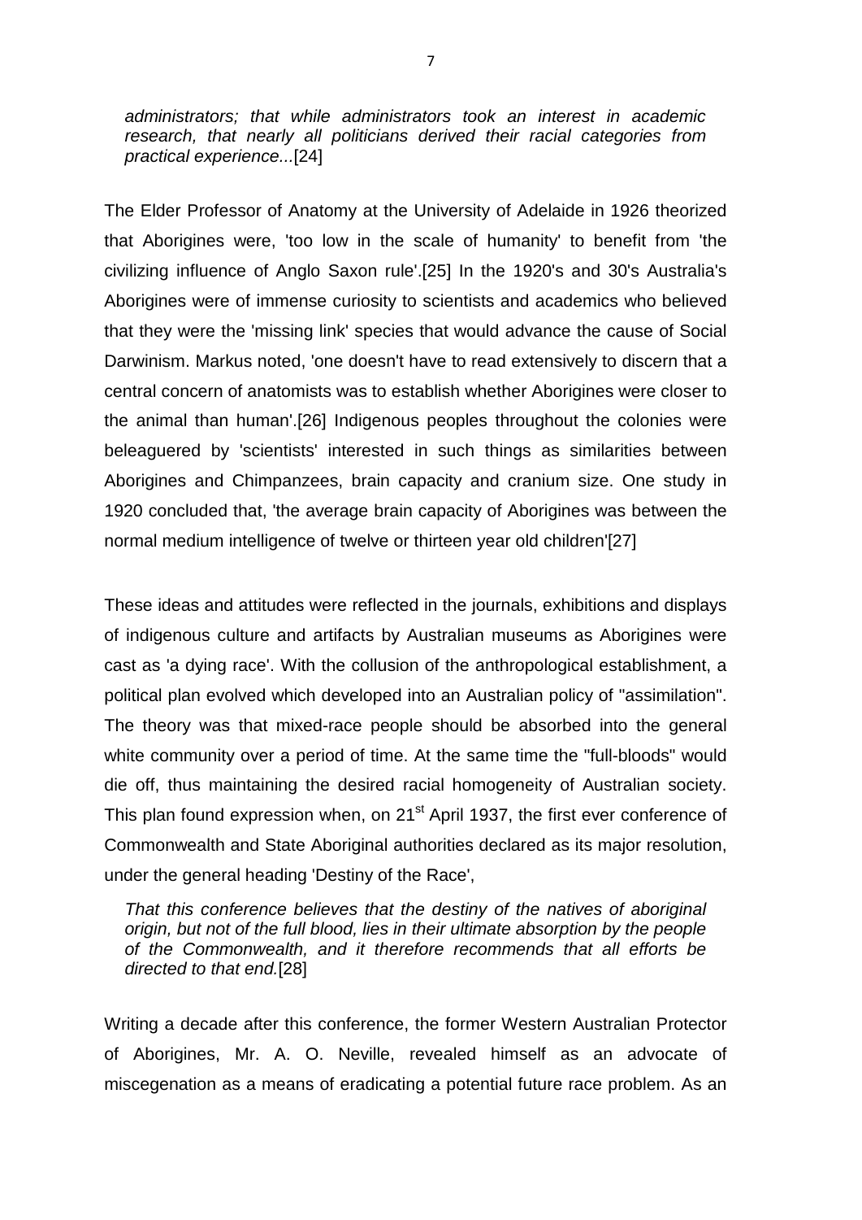*administrators; that while administrators took an interest in academic research, that nearly all politicians derived their racial categories from practical experience...*[24]

The Elder Professor of Anatomy at the University of Adelaide in 1926 theorized that Aborigines were, 'too low in the scale of humanity' to benefit from 'the civilizing influence of Anglo Saxon rule'.[25] In the 1920's and 30's Australia's Aborigines were of immense curiosity to scientists and academics who believed that they were the 'missing link' species that would advance the cause of Social Darwinism. Markus noted, 'one doesn't have to read extensively to discern that a central concern of anatomists was to establish whether Aborigines were closer to the animal than human'.[26] Indigenous peoples throughout the colonies were beleaguered by 'scientists' interested in such things as similarities between Aborigines and Chimpanzees, brain capacity and cranium size. One study in 1920 concluded that, 'the average brain capacity of Aborigines was between the normal medium intelligence of twelve or thirteen year old children'[27]

These ideas and attitudes were reflected in the journals, exhibitions and displays of indigenous culture and artifacts by Australian museums as Aborigines were cast as 'a dying race'. With the collusion of the anthropological establishment, a political plan evolved which developed into an Australian policy of "assimilation". The theory was that mixed-race people should be absorbed into the general white community over a period of time. At the same time the "full-bloods" would die off, thus maintaining the desired racial homogeneity of Australian society. This plan found expression when, on 21st April 1937, the first ever conference of Commonwealth and State Aboriginal authorities declared as its major resolution, under the general heading 'Destiny of the Race',

*That this conference believes that the destiny of the natives of aboriginal origin, but not of the full blood, lies in their ultimate absorption by the people of the Commonwealth, and it therefore recommends that all efforts be directed to that end.*[28]

Writing a decade after this conference, the former Western Australian Protector of Aborigines, Mr. A. O. Neville, revealed himself as an advocate of miscegenation as a means of eradicating a potential future race problem. As an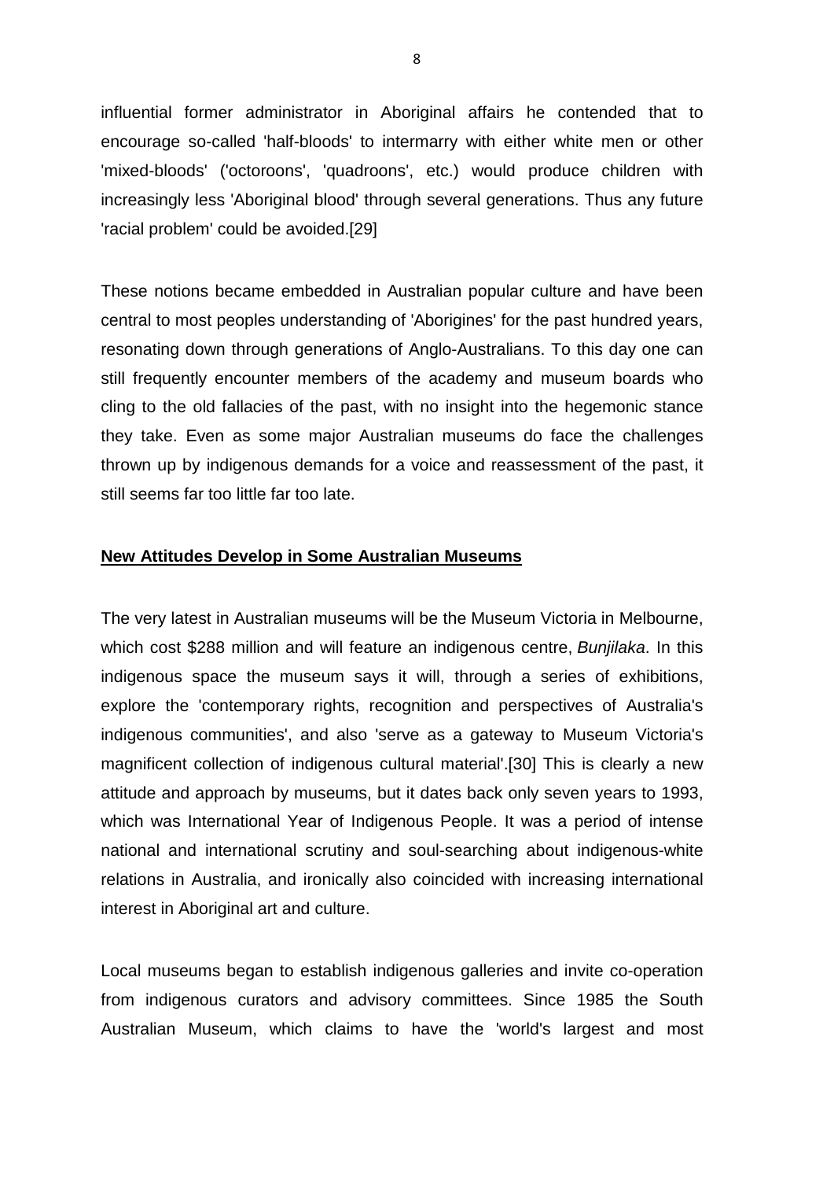influential former administrator in Aboriginal affairs he contended that to encourage so-called 'half-bloods' to intermarry with either white men or other 'mixed-bloods' ('octoroons', 'quadroons', etc.) would produce children with increasingly less 'Aboriginal blood' through several generations. Thus any future 'racial problem' could be avoided.[29]

These notions became embedded in Australian popular culture and have been central to most peoples understanding of 'Aborigines' for the past hundred years, resonating down through generations of Anglo-Australians. To this day one can still frequently encounter members of the academy and museum boards who cling to the old fallacies of the past, with no insight into the hegemonic stance they take. Even as some major Australian museums do face the challenges thrown up by indigenous demands for a voice and reassessment of the past, it still seems far too little far too late.

## New Attitudes Develop in Some Australian Museums

The very latest in Australian museums will be the Museum Victoria in Melbourne, which cost $288 million and will feature an indigenous centre, *Bunjilaka*. In this indigenous space the museum says it will, through a series of exhibitions, explore the 'contemporary rights, recognition and perspectives of Australia's indigenous communities', and also 'serve as a gateway to Museum Victoria's magnificent collection of indigenous cultural material'.[30] This is clearly a new attitude and approach by museums, but it dates back only seven years to 1993, which was International Year of Indigenous People. It was a period of intense national and international scrutiny and soul-searching about indigenous-white relations in Australia, and ironically also coincided with increasing international interest in Aboriginal art and culture.

Local museums began to establish indigenous galleries and invite co-operation from indigenous curators and advisory committees. Since 1985 the South Australian Museum, which claims to have the 'world's largest and most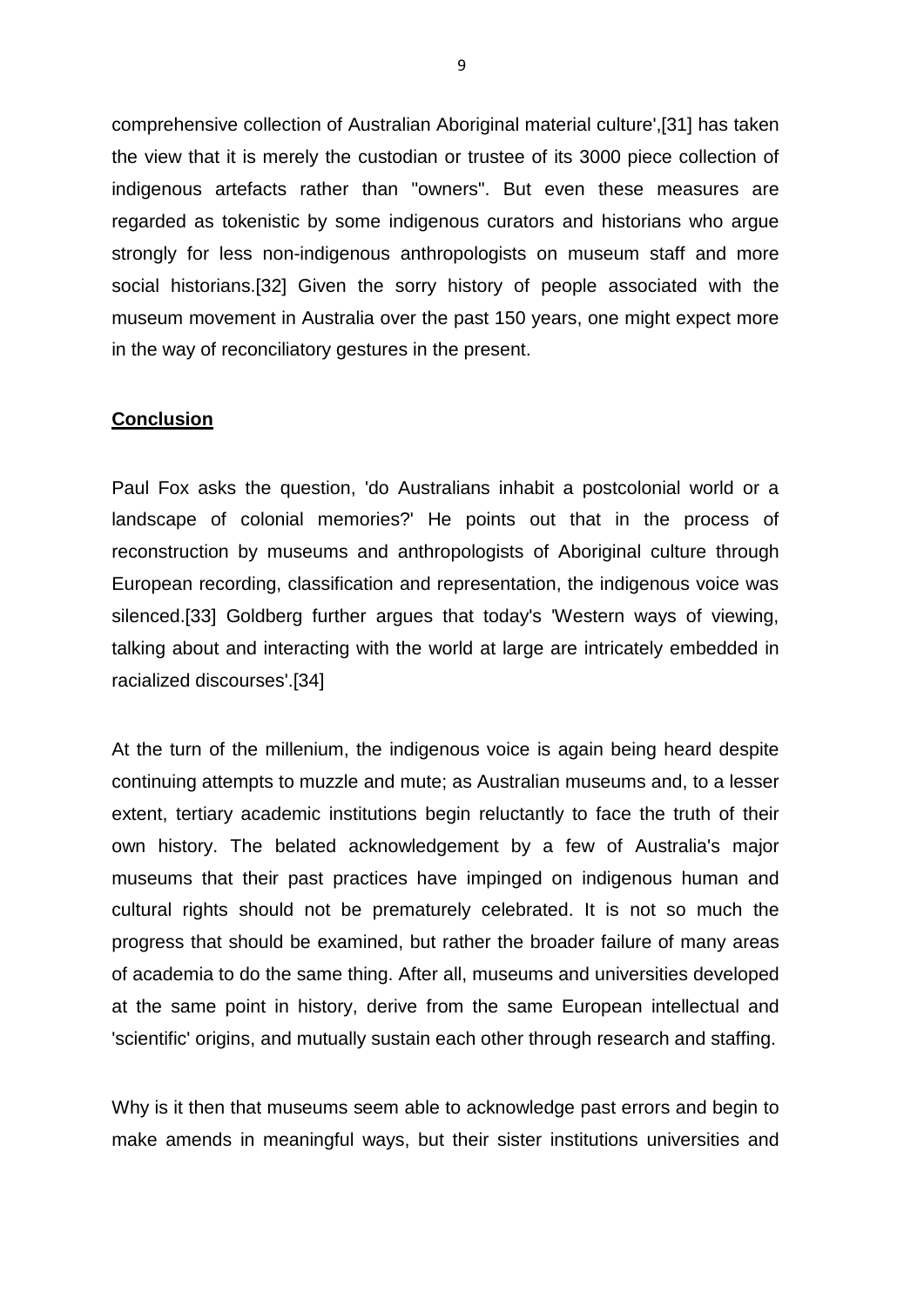comprehensive collection of Australian Aboriginal material culture',[31] has taken the view that it is merely the custodian or trustee of its 3000 piece collection of indigenous artefacts rather than "owners". But even these measures are regarded as tokenistic by some indigenous curators and historians who argue strongly for less non-indigenous anthropologists on museum staff and more social historians.[32] Given the sorry history of people associated with the museum movement in Australia over the past 150 years, one might expect more in the way of reconciliatory gestures in the present.

## Conclusion

Paul Fox asks the question, 'do Australians inhabit a postcolonial world or a landscape of colonial memories?' He points out that in the process of reconstruction by museums and anthropologists of Aboriginal culture through European recording, classification and representation, the indigenous voice was silenced.[33] Goldberg further argues that today's 'Western ways of viewing, talking about and interacting with the world at large are intricately embedded in racialized discourses'.[34]

At the turn of the millenium, the indigenous voice is again being heard despite continuing attempts to muzzle and mute; as Australian museums and, to a lesser extent, tertiary academic institutions begin reluctantly to face the truth of their own history. The belated acknowledgement by a few of Australia's major museums that their past practices have impinged on indigenous human and cultural rights should not be prematurely celebrated. It is not so much the progress that should be examined, but rather the broader failure of many areas of academia to do the same thing. After all, museums and universities developed at the same point in history, derive from the same European intellectual and 'scientific' origins, and mutually sustain each other through research and staffing.

Why is it then that museums seem able to acknowledge past errors and begin to make amends in meaningful ways, but their sister institutions universities and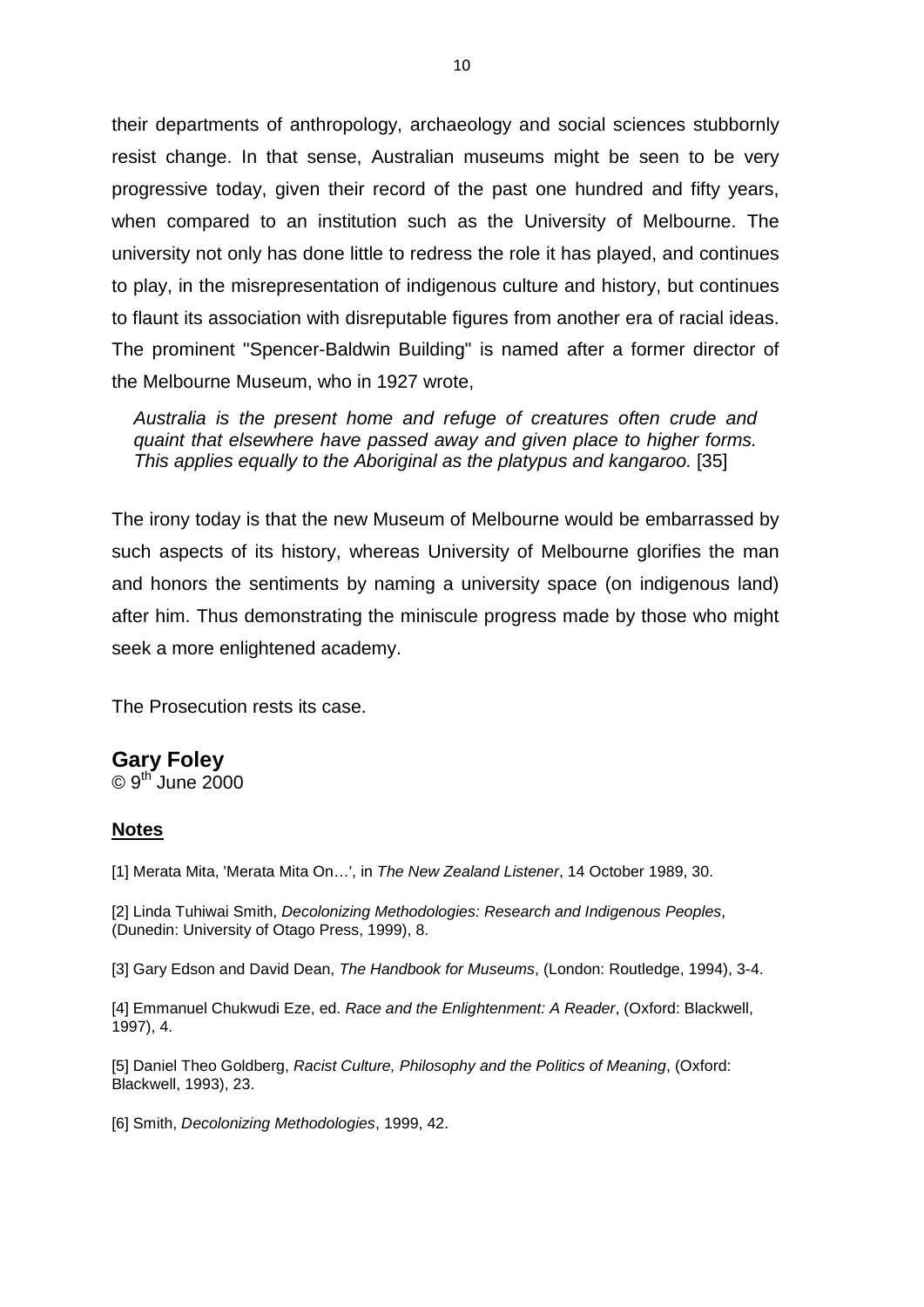their departments of anthropology, archaeology and social sciences stubbornly resist change. In that sense, Australian museums might be seen to be very progressive today, given their record of the past one hundred and fifty years, when compared to an institution such as the University of Melbourne. The university not only has done little to redress the role it has played, and continues to play, in the misrepresentation of indigenous culture and history, but continues to flaunt its association with disreputable figures from another era of racial ideas. The prominent "Spencer-Baldwin Building" is named after a former director of the Melbourne Museum, who in 1927 wrote,

> *Australia is the present home and refuge of creatures often crude and quaint that elsewhere have passed away and given place to higher forms. This applies equally to the Aboriginal as the platypus and kangaroo.* [35]

The irony today is that the new Museum of Melbourne would be embarrassed by such aspects of its history, whereas University of Melbourne glorifies the man and honors the sentiments by naming a university space (on indigenous land) after him. Thus demonstrating the miniscule progress made by those who might seek a more enlightened academy.

The Prosecution rests its case.

**Gary Foley**
© 9th June 2000

**Notes**

[1] Merata Mita, 'Merata Mita On…', in *The New Zealand Listener*, 14 October 1989, 30.

[2] Linda Tuhiwai Smith, *Decolonizing Methodologies: Research and Indigenous Peoples*, (Dunedin: University of Otago Press, 1999), 8.

[3] Gary Edson and David Dean, *The Handbook for Museums*, (London: Routledge, 1994), 3-4.

[4] Emmanuel Chukwudi Eze, ed. *Race and the Enlightenment: A Reader*, (Oxford: Blackwell, 1997), 4.

[5] Daniel Theo Goldberg, *Racist Culture, Philosophy and the Politics of Meaning*, (Oxford: Blackwell, 1993), 23.

[6] Smith, *Decolonizing Methodologies*, 1999, 42.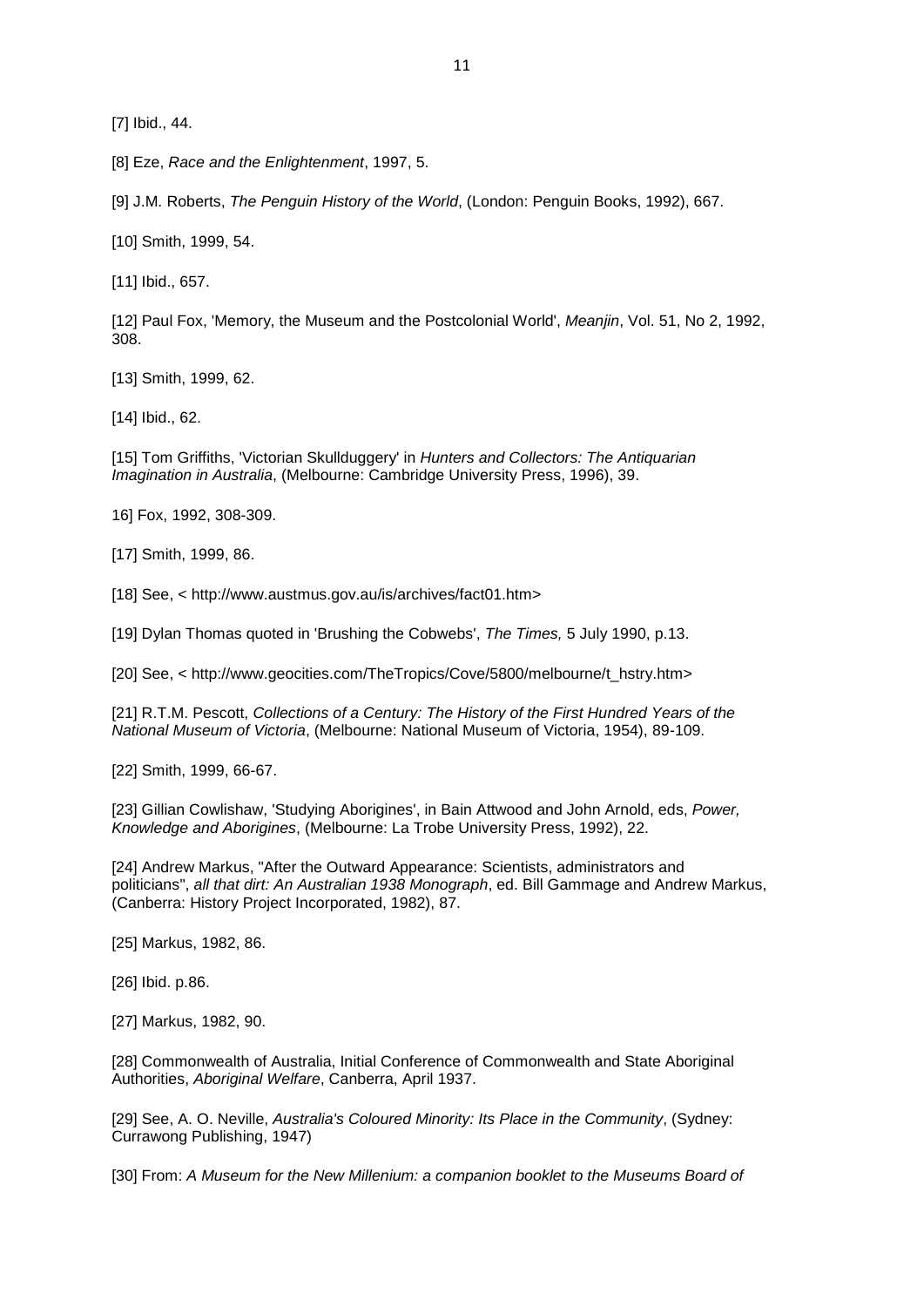[7] Ibid., 44.

[8] Eze, *Race and the Enlightenment*, 1997, 5.

[9] J.M. Roberts, *The Penguin History of the World*, (London: Penguin Books, 1992), 667.

[10] Smith, 1999, 54.

[11] Ibid., 657.

[12] Paul Fox, 'Memory, the Museum and the Postcolonial World', *Meanjin*, Vol. 51, No 2, 1992, 308.

[13] Smith, 1999, 62.

[14] Ibid., 62.

[15] Tom Griffiths, 'Victorian Skullduggery' in *Hunters and Collectors: The Antiquarian Imagination in Australia*, (Melbourne: Cambridge University Press, 1996), 39.

16] Fox, 1992, 308-309.

[17] Smith, 1999, 86.

[18] See, < http://www.austmus.gov.au/is/archives/fact01.htm>

[19] Dylan Thomas quoted in 'Brushing the Cobwebs', *The Times,* 5 July 1990, p.13.

[20] See, < http://www.geocities.com/TheTropics/Cove/5800/melbourne/t_hstry.htm>

[21] R.T.M. Pescott, *Collections of a Century: The History of the First Hundred Years of the National Museum of Victoria*, (Melbourne: National Museum of Victoria, 1954), 89-109.

[22] Smith, 1999, 66-67.

[23] Gillian Cowlishaw, 'Studying Aborigines', in Bain Attwood and John Arnold, eds, *Power, Knowledge and Aborigines*, (Melbourne: La Trobe University Press, 1992), 22.

[24] Andrew Markus, "After the Outward Appearance: Scientists, administrators and politicians", *all that dirt: An Australian 1938 Monograph*, ed. Bill Gammage and Andrew Markus, (Canberra: History Project Incorporated, 1982), 87.

[25] Markus, 1982, 86.

[26] Ibid. p.86.

[27] Markus, 1982, 90.

[28] Commonwealth of Australia, Initial Conference of Commonwealth and State Aboriginal Authorities, *Aboriginal Welfare*, Canberra, April 1937.

[29] See, A. O. Neville, *Australia's Coloured Minority: Its Place in the Community*, (Sydney: Currawong Publishing, 1947)

[30] From: *A Museum for the New Millenium: a companion booklet to the Museums Board of*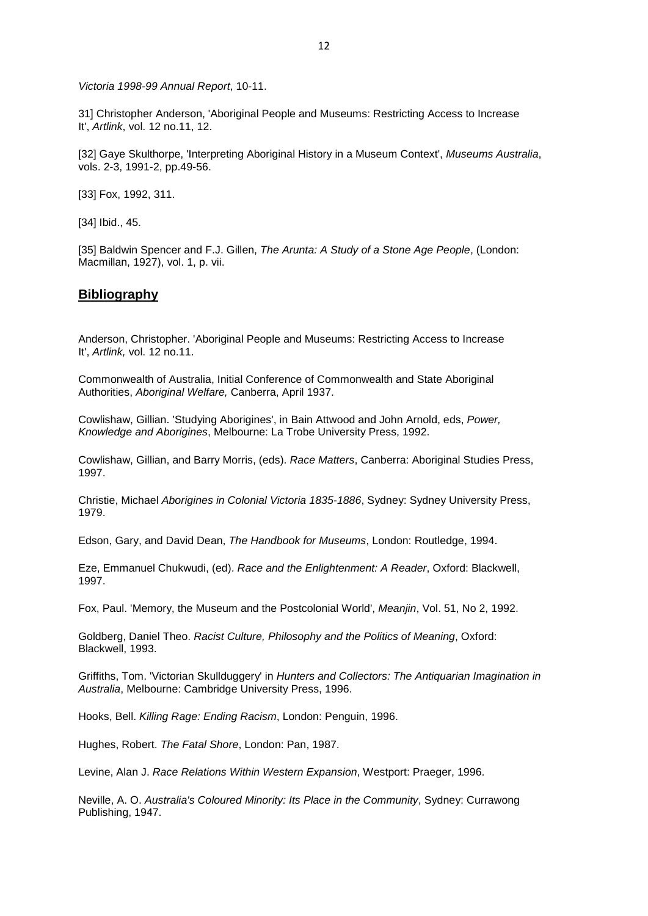*Victoria 1998-99 Annual Report*, 10-11.

31] Christopher Anderson, 'Aboriginal People and Museums: Restricting Access to Increase It', *Artlink*, vol. 12 no.11, 12.

[32] Gaye Skulthorpe, 'Interpreting Aboriginal History in a Museum Context', *Museums Australia*, vols. 2-3, 1991-2, pp.49-56.

[33] Fox, 1992, 311.

[34] Ibid., 45.

[35] Baldwin Spencer and F.J. Gillen, *The Arunta: A Study of a Stone Age People*, (London: Macmillan, 1927), vol. 1, p. vii.

## **Bibliography**

Anderson, Christopher. 'Aboriginal People and Museums: Restricting Access to Increase It', *Artlink,* vol. 12 no.11.

Commonwealth of Australia, Initial Conference of Commonwealth and State Aboriginal Authorities, *Aboriginal Welfare,* Canberra, April 1937.

Cowlishaw, Gillian. 'Studying Aborigines', in Bain Attwood and John Arnold, eds, *Power, Knowledge and Aborigines*, Melbourne: La Trobe University Press, 1992.

Cowlishaw, Gillian, and Barry Morris, (eds). *Race Matters*, Canberra: Aboriginal Studies Press, 1997.

Christie, Michael *Aborigines in Colonial Victoria 1835-1886*, Sydney: Sydney University Press, 1979.

Edson, Gary, and David Dean, *The Handbook for Museums*, London: Routledge, 1994.

Eze, Emmanuel Chukwudi, (ed). *Race and the Enlightenment: A Reader*, Oxford: Blackwell, 1997.

Fox, Paul. 'Memory, the Museum and the Postcolonial World', *Meanjin*, Vol. 51, No 2, 1992.

Goldberg, Daniel Theo. *Racist Culture, Philosophy and the Politics of Meaning*, Oxford: Blackwell, 1993.

Griffiths, Tom. 'Victorian Skullduggery' in *Hunters and Collectors: The Antiquarian Imagination in Australia*, Melbourne: Cambridge University Press, 1996.

Hooks, Bell. *Killing Rage: Ending Racism*, London: Penguin, 1996.

Hughes, Robert. *The Fatal Shore*, London: Pan, 1987.

Levine, Alan J. *Race Relations Within Western Expansion*, Westport: Praeger, 1996.

Neville, A. O. *Australia's Coloured Minority: Its Place in the Community*, Sydney: Currawong Publishing, 1947.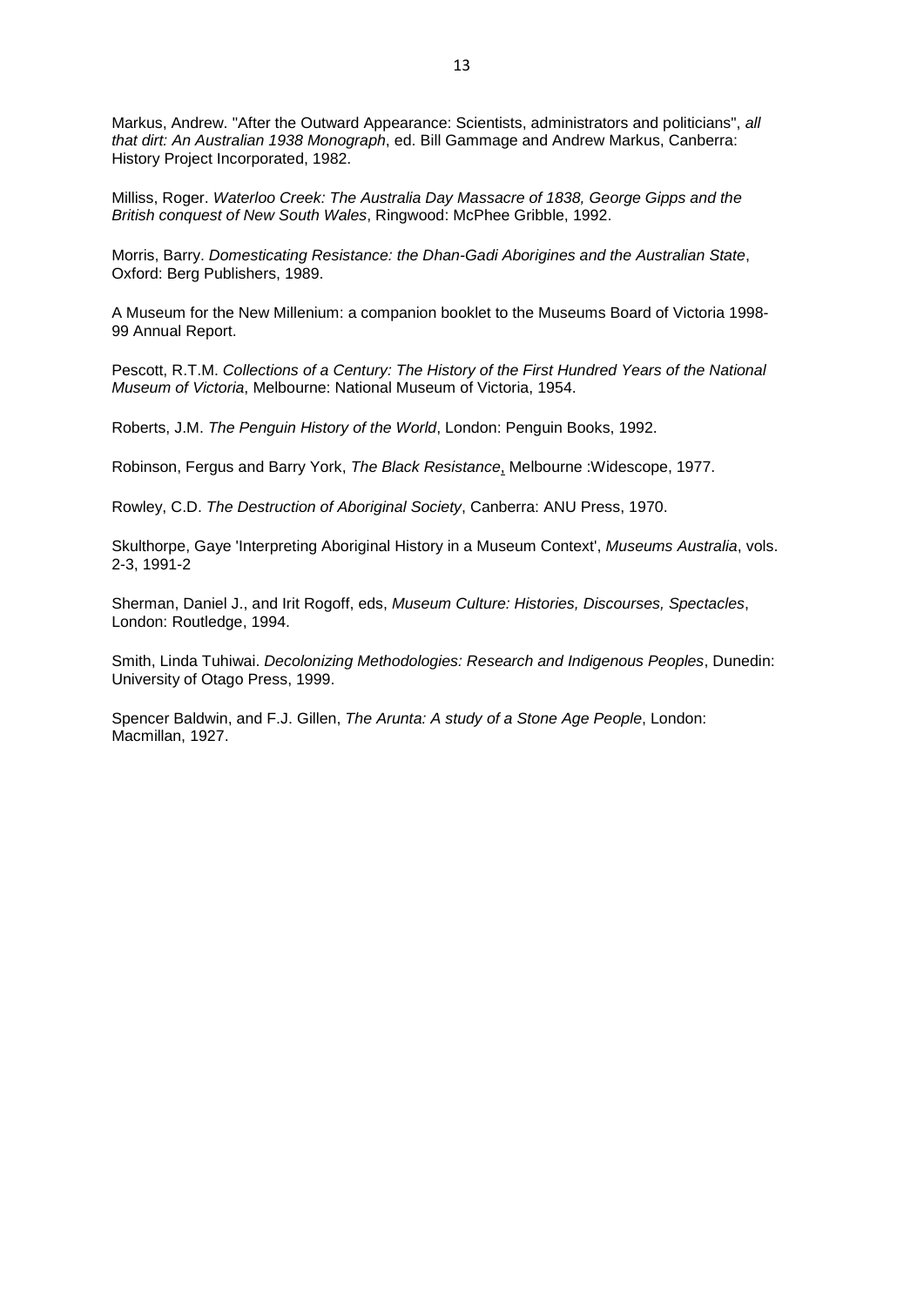Markus, Andrew. "After the Outward Appearance: Scientists, administrators and politicians", *all that dirt: An Australian 1938 Monograph*, ed. Bill Gammage and Andrew Markus, Canberra: History Project Incorporated, 1982.

Milliss, Roger. *Waterloo Creek: The Australia Day Massacre of 1838, George Gipps and the British conquest of New South Wales*, Ringwood: McPhee Gribble, 1992.

Morris, Barry. *Domesticating Resistance: the Dhan-Gadi Aborigines and the Australian State*, Oxford: Berg Publishers, 1989.

A Museum for the New Millenium: a companion booklet to the Museums Board of Victoria 1998-99 Annual Report.

Pescott, R.T.M. *Collections of a Century: The History of the First Hundred Years of the National Museum of Victoria*, Melbourne: National Museum of Victoria, 1954.

Roberts, J.M. *The Penguin History of the World*, London: Penguin Books, 1992.

Robinson, Fergus and Barry York, *The Black Resistance*, Melbourne :Widescope, 1977.

Rowley, C.D. *The Destruction of Aboriginal Society*, Canberra: ANU Press, 1970.

Skulthorpe, Gaye 'Interpreting Aboriginal History in a Museum Context', *Museums Australia*, vols. 2-3, 1991-2

Sherman, Daniel J., and Irit Rogoff, eds, *Museum Culture: Histories, Discourses, Spectacles*, London: Routledge, 1994.

Smith, Linda Tuhiwai. *Decolonizing Methodologies: Research and Indigenous Peoples*, Dunedin: University of Otago Press, 1999.

Spencer Baldwin, and F.J. Gillen, *The Arunta: A study of a Stone Age People*, London: Macmillan, 1927.